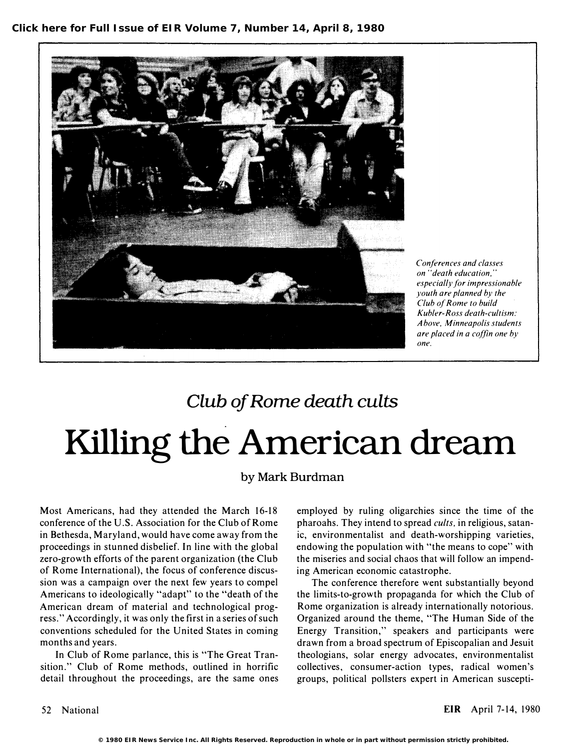Conferences and classes on "death education," especially for impressionable youth are planned by the Club of Rome to build Kubler-Ross death-cultism: Above, Minneapolis students are placed in a coffin one by one.

*Club of Rome death cults*

# Killing the American dream

by Mark Burdman

Most Americans, had they attended the March 16-18 conference of the U.S. Association for the Club of Rome in Bethesda, Maryland, would have come away from the proceedings in stunned disbelief. In line with the global zero-growth efforts of the parent organization (the Club of Rome International), the focus of conference discussion was a campaign over the next few years to compel Americans to ideologically "adapt" to the "death of the American dream of material and technological progress." Accordingly, it was only the first in a series of such conventions scheduled for the United States in coming months and years.

In Club of Rome parlance, this is "The Great Transition." Club of Rome methods, outlined in horrific detail throughout the proceedings, are the same ones employed by ruling oligarchies since the time of the pharoahs. They intend to spread *cults*, in religious, satanic, environmentalist and death-worshipping varieties, endowing the population with "the means to cope" with the miseries and social chaos that will follow an impending American economic catastrophe.

The conference therefore went substantially beyond the limits-to-growth propaganda for which the Club of Rome organization is already internationally notorious. Organized around the theme, "The Human Side of the Energy Transition," speakers and participants were drawn from a broad spectrum of Episcopalian and Jesuit theologians, solar energy advocates, environmentalist collectives, consumer-action types, radical women's groups, political pollsters expert in American suscepti-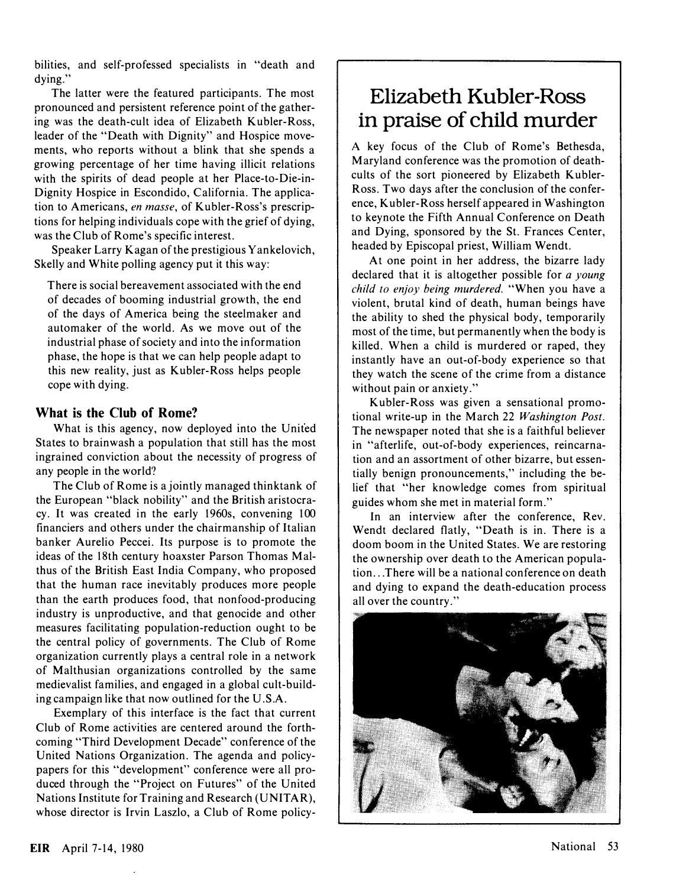bilities, and self-professed specialists in "death and dying."

The latter were the featured participants. The most pronounced and persistent reference point of the gathering was the death-cult idea of Elizabeth Kubler-Ross, leader of the "Death with Dignity" and Hospice movements, who reports without a blink that she spends a growing percentage of her time having illicit relations with the spirits of dead people at her Place-to-Die-in-Dignity Hospice in Escondido, California. The application to Americans, *en masse*, of Kubler-Ross's prescriptions for helping individuals cope with the grief of dying, was the Club of Rome's specific interest.

Speaker Larry Kagan of the prestigious Yankelovich, Skelly and White polling agency put it this way:

> There is social bereavement associated with the end of decades of booming industrial growth, the end of the days of America being the steelmaker and automaker of the world. As we move out of the industrial phase of society and into the information phase, the hope is that we can help people adapt to this new reality, just as Kubler-Ross helps people cope with dying.

### What is the Club of Rome?

What is this agency, now deployed into the United States to brainwash a population that still has the most ingrained conviction about the necessity of progress of any people in the world?

The Club of Rome is a jointly managed thinktank of the European "black nobility" and the British aristocracy. It was created in the early 1960s, convening 100 financiers and others under the chairmanship of Italian banker Aurelio Peccei. Its purpose is to promote the ideas of the 18th century hoaxster Parson Thomas Malthus of the British East India Company, who proposed that the human race inevitably produces more people than the earth produces food, that nonfood-producing industry is unproductive, and that genocide and other measures facilitating population-reduction ought to be the central policy of governments. The Club of Rome organization currently plays a central role in a network of Malthusian organizations controlled by the same medievalist families, and engaged in a global cult-building campaign like that now outlined for the U.S.A.

Exemplary of this interface is the fact that current Club of Rome activities are centered around the forthcoming "Third Development Decade" conference of the United Nations Organization. The agenda and policy-papers for this "development" conference were all produced through the "Project on Futures" of the United Nations Institute for Training and Research (UNITAR), whose director is Irvin Laszlo, a Club of Rome policy-

## Elizabeth Kubler-Ross in praise of child murder

A key focus of the Club of Rome's Bethesda, Maryland conference was the promotion of death-cults of the sort pioneered by Elizabeth Kubler-Ross. Two days after the conclusion of the conference, Kubler-Ross herself appeared in Washington to keynote the Fifth Annual Conference on Death and Dying, sponsored by the St. Frances Center, headed by Episcopal priest, William Wendt.

At one point in her address, the bizarre lady declared that it is altogether possible for *a young child to enjoy being murdered.* "When you have a violent, brutal kind of death, human beings have the ability to shed the physical body, temporarily most of the time, but permanently when the body is killed. When a child is murdered or raped, they instantly have an out-of-body experience so that they watch the scene of the crime from a distance without pain or anxiety."

Kubler-Ross was given a sensational promotional write-up in the March 22 *Washington Post.* The newspaper noted that she is a faithful believer in "afterlife, out-of-body experiences, reincarnation and an assortment of other bizarre, but essentially benign pronouncements," including the belief that "her knowledge comes from spiritual guides whom she met in material form."

In an interview after the conference, Rev. Wendt declared flatly, "Death is in. There is a doom boom in the United States. We are restoring the ownership over death to the American population...There will be a national conference on death and dying to expand the death-education process all over the country."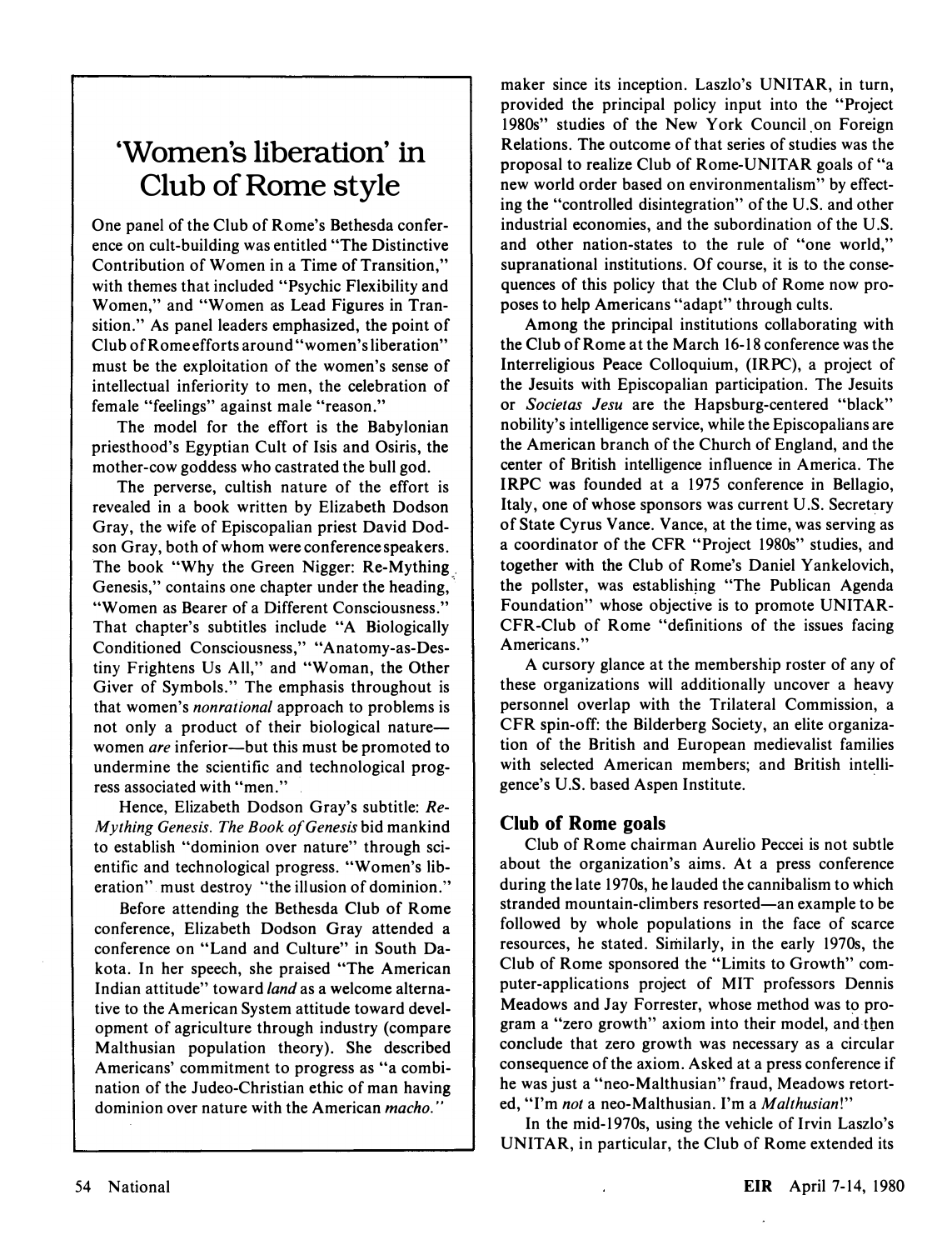## 'Women's liberation' in Club of Rome style

One panel of the Club of Rome's Bethesda conference on cult-building was entitled "The Distinctive Contribution of Women in a Time of Transition," with themes that included "Psychic Flexibility and Women," and "Women as Lead Figures in Transition." As panel leaders emphasized, the point of Club of Rome efforts around "women's liberation" must be the exploitation of the women's sense of intellectual inferiority to men, the celebration of female "feelings" against male "reason."

The model for the effort is the Babylonian priesthood's Egyptian Cult of Isis and Osiris, the mother-cow goddess who castrated the bull god.

The perverse, cultish nature of the effort is revealed in a book written by Elizabeth Dodson Gray, the wife of Episcopalian priest David Dodson Gray, both of whom were conference speakers. The book "Why the Green Nigger: Re-Mything Genesis," contains one chapter under the heading, "Women as Bearer of a Different Consciousness." That chapter's subtitles include "A Biologically Conditioned Consciousness," "Anatomy-as-Destiny Frightens Us All," and "Woman, the Other Giver of Symbols." The emphasis throughout is that women's *nonrational* approach to problems is not only a product of their biological nature—women *are* inferior—but this must be promoted to undermine the scientific and technological progress associated with "men."

Hence, Elizabeth Dodson Gray's subtitle: *Re-Mything Genesis. The Book of Genesis* bid mankind to establish "dominion over nature" through scientific and technological progress. "Women's liberation" must destroy "the illusion of dominion."

Before attending the Bethesda Club of Rome conference, Elizabeth Dodson Gray attended a conference on "Land and Culture" in South Dakota. In her speech, she praised "The American Indian attitude" toward *land* as a welcome alternative to the American System attitude toward development of agriculture through industry (compare Malthusian population theory). She described Americans' commitment to progress as "a combination of the Judeo-Christian ethic of man having dominion over nature with the American *macho.*"

maker since its inception. Laszlo's UNITAR, in turn, provided the principal policy input into the "Project 1980s" studies of the New York Council on Foreign Relations. The outcome of that series of studies was the proposal to realize Club of Rome-UNITAR goals of "a new world order based on environmentalism" by effecting the "controlled disintegration" of the U.S. and other industrial economies, and the subordination of the U.S. and other nation-states to the rule of "one world," supranational institutions. Of course, it is to the consequences of this policy that the Club of Rome now proposes to help Americans "adapt" through cults.

Among the principal institutions collaborating with the Club of Rome at the March 16-18 conference was the Interreligious Peace Colloquium, (IRPC), a project of the Jesuits with Episcopalian participation. The Jesuits or *Societas Jesu* are the Hapsburg-centered "black" nobility's intelligence service, while the Episcopalians are the American branch of the Church of England, and the center of British intelligence influence in America. The IRPC was founded at a 1975 conference in Bellagio, Italy, one of whose sponsors was current U.S. Secretary of State Cyrus Vance. Vance, at the time, was serving as a coordinator of the CFR "Project 1980s" studies, and together with the Club of Rome's Daniel Yankelovich, the pollster, was establishing "The Publican Agenda Foundation" whose objective is to promote UNITAR-CFR-Club of Rome "definitions of the issues facing Americans."

A cursory glance at the membership roster of any of these organizations will additionally uncover a heavy personnel overlap with the Trilateral Commission, a CFR spin-off: the Bilderberg Society, an elite organization of the British and European medievalist families with selected American members; and British intelligence's U.S. based Aspen Institute.

### Club of Rome goals

Club of Rome chairman Aurelio Peccei is not subtle about the organization's aims. At a press conference during the late 1970s, he lauded the cannibalism to which stranded mountain-climbers resorted—an example to be followed by whole populations in the face of scarce resources, he stated. Similarly, in the early 1970s, the Club of Rome sponsored the "Limits to Growth" computer-applications project of MIT professors Dennis Meadows and Jay Forrester, whose method was to program a "zero growth" axiom into their model, and then conclude that zero growth was necessary as a circular consequence of the axiom. Asked at a press conference if he was just a "neo-Malthusian" fraud, Meadows retorted, "I'm *not* a neo-Malthusian. I'm a *Malthusian!*"

In the mid-1970s, using the vehicle of Irvin Laszlo's UNITAR, in particular, the Club of Rome extended its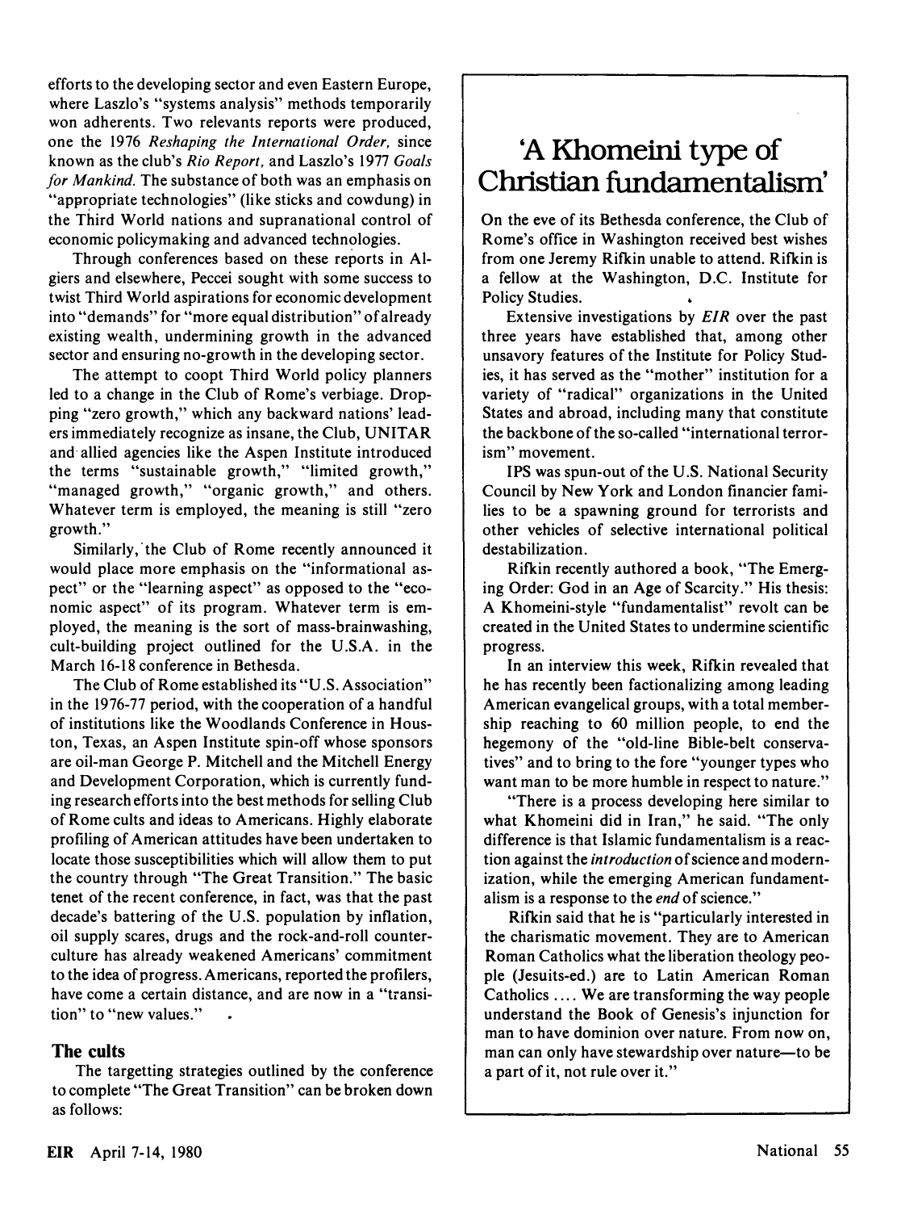efforts to the developing sector and even Eastern Europe, where Laszlo's "systems analysis" methods temporarily won adherents. Two relevants reports were produced, one the 1976 *Reshaping the International Order*, since known as the club's *Rio Report*, and Laszlo's 1977 *Goals for Mankind*. The substance of both was an emphasis on "appropriate technologies" (like sticks and cowdung) in the Third World nations and supranational control of economic policymaking and advanced technologies.

Through conferences based on these reports in Algiers and elsewhere, Peccei sought with some success to twist Third World aspirations for economic development into "demands" for "more equal distribution" of already existing wealth, undermining growth in the advanced sector and ensuring no-growth in the developing sector.

The attempt to coopt Third World policy planners led to a change in the Club of Rome's verbiage. Dropping "zero growth," which any backward nations' leaders immediately recognize as insane, the Club, UNITAR and allied agencies like the Aspen Institute introduced the terms "sustainable growth," "limited growth," "managed growth," "organic growth," and others. Whatever term is employed, the meaning is still "zero growth."

Similarly, the Club of Rome recently announced it would place more emphasis on the "informational aspect" or the "learning aspect" as opposed to the "economic aspect" of its program. Whatever term is employed, the meaning is the sort of mass-brainwashing, cult-building project outlined for the U.S.A. in the March 16-18 conference in Bethesda.

The Club of Rome established its "U.S. Association" in the 1976-77 period, with the cooperation of a handful of institutions like the Woodlands Conference in Houston, Texas, an Aspen Institute spin-off whose sponsors are oil-man George P. Mitchell and the Mitchell Energy and Development Corporation, which is currently funding research efforts into the best methods for selling Club of Rome cults and ideas to Americans. Highly elaborate profiling of American attitudes have been undertaken to locate those susceptibilities which will allow them to put the country through "The Great Transition." The basic tenet of the recent conference, in fact, was that the past decade's battering of the U.S. population by inflation, oil supply scares, drugs and the rock-and-roll counterculture has already weakened Americans' commitment to the idea of progress. Americans, reported the profilers, have come a certain distance, and are now in a "transition" to "new values."

### The cults

The targetting strategies outlined by the conference to complete "The Great Transition" can be broken down as follows:

## 'A Khomeini type of Christian fundamentalism'

On the eve of its Bethesda conference, the Club of Rome's office in Washington received best wishes from one Jeremy Rifkin unable to attend. Rifkin is a fellow at the Washington, D.C. Institute for Policy Studies.

Extensive investigations by *EIR* over the past three years have established that, among other unsavory features of the Institute for Policy Studies, it has served as the "mother" institution for a variety of "radical" organizations in the United States and abroad, including many that constitute the backbone of the so-called "international terrorism" movement.

IPS was spun-out of the U.S. National Security Council by New York and London financier families to be a spawning ground for terrorists and other vehicles of selective international political destabilization.

Rifkin recently authored a book, "The Emerging Order: God in an Age of Scarcity." His thesis: A Khomeini-style "fundamentalist" revolt can be created in the United States to undermine scientific progress.

In an interview this week, Rifkin revealed that he has recently been factionalizing among leading American evangelical groups, with a total membership reaching to 60 million people, to end the hegemony of the "old-line Bible-belt conservatives" and to bring to the fore "younger types who want man to be more humble in respect to nature."

"There is a process developing here similar to what Khomeini did in Iran," he said. "The only difference is that Islamic fundamentalism is a reaction against the *introduction* of science and modernization, while the emerging American fundamentalism is a response to the *end* of science."

Rifkin said that he is "particularly interested in the charismatic movement. They are to American Roman Catholics what the liberation theology people (Jesuits-ed.) are to Latin American Roman Catholics .... We are transforming the way people understand the Book of Genesis's injunction for man to have dominion over nature. From now on, man can only have stewardship over nature—to be a part of it, not rule over it."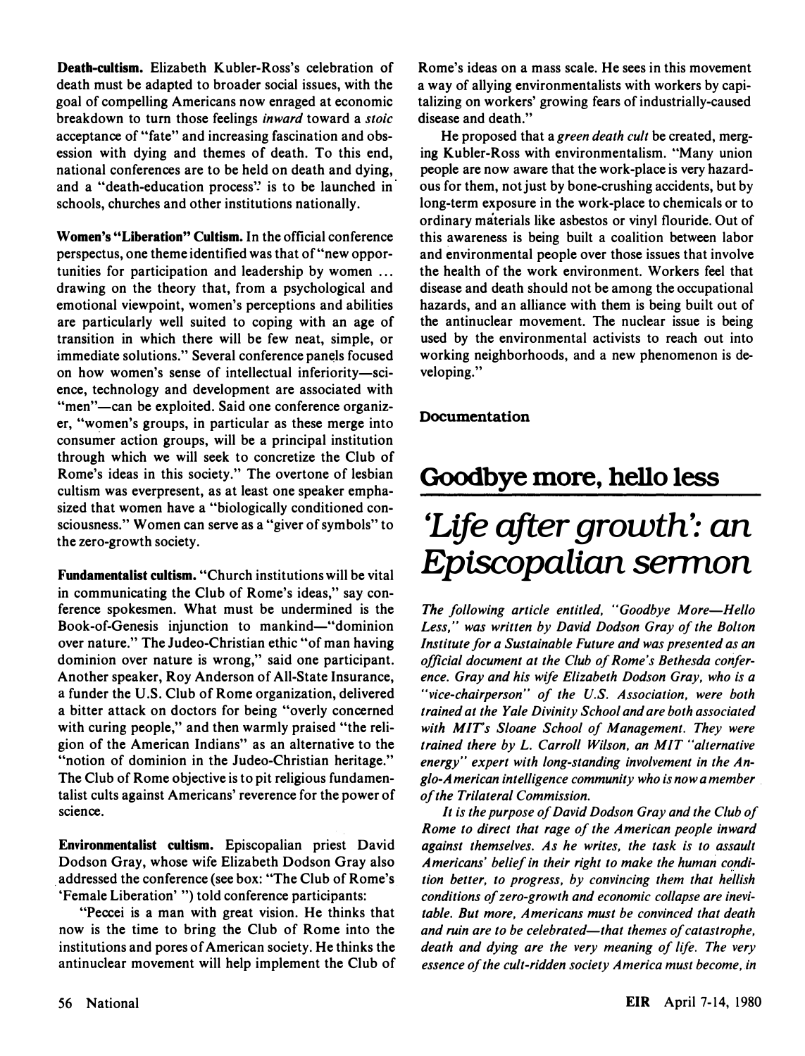**Death-cultism.** Elizabeth Kubler-Ross's celebration of death must be adapted to broader social issues, with the goal of compelling Americans now enraged at economic breakdown to turn those feelings *inward* toward a *stoic* acceptance of "fate" and increasing fascination and obsession with dying and themes of death. To this end, national conferences are to be held on death and dying, and a "death-education process" is to be launched in schools, churches and other institutions nationally.

**Women's "Liberation" Cultism.** In the official conference perspectus, one theme identified was that of "new opportunities for participation and leadership by women ... drawing on the theory that, from a psychological and emotional viewpoint, women's perceptions and abilities are particularly well suited to coping with an age of transition in which there will be few neat, simple, or immediate solutions." Several conference panels focused on how women's sense of intellectual inferiority—science, technology and development are associated with "men"—can be exploited. Said one conference organizer, "women's groups, in particular as these merge into consumer action groups, will be a principal institution through which we will seek to concretize the Club of Rome's ideas in this society." The overtone of lesbian cultism was everpresent, as at least one speaker emphasized that women have a "biologically conditioned consciousness." Women can serve as a "giver of symbols" to the zero-growth society.

**Fundamentalist cultism.** "Church institutions will be vital in communicating the Club of Rome's ideas," say conference spokesmen. What must be undermined is the Book-of-Genesis injunction to mankind—"dominion over nature." The Judeo-Christian ethic "of man having dominion over nature is wrong," said one participant. Another speaker, Roy Anderson of All-State Insurance, a funder the U.S. Club of Rome organization, delivered a bitter attack on doctors for being "overly concerned with curing people," and then warmly praised "the religion of the American Indians" as an alternative to the "notion of dominion in the Judeo-Christian heritage." The Club of Rome objective is to pit religious fundamentalist cults against Americans' reverence for the power of science.

**Environmentalist cultism.** Episcopalian priest David Dodson Gray, whose wife Elizabeth Dodson Gray also addressed the conference (see box: "The Club of Rome's 'Female Liberation' ") told conference participants:

"Peccei is a man with great vision. He thinks that now is the time to bring the Club of Rome into the institutions and pores of American society. He thinks the antinuclear movement will help implement the Club of Rome's ideas on a mass scale. He sees in this movement a way of allying environmentalists with workers by capitalizing on workers' growing fears of industrially-caused disease and death."

He proposed that a *green death cult* be created, merging Kubler-Ross with environmentalism. "Many union people are now aware that the work-place is very hazardous for them, not just by bone-crushing accidents, but by long-term exposure in the work-place to chemicals or to ordinary materials like asbestos or vinyl flouride. Out of this awareness is being built a coalition between labor and environmental people over those issues that involve the health of the work environment. Workers feel that disease and death should not be among the occupational hazards, and an alliance with them is being built out of the antinuclear movement. The nuclear issue is being used by the environmental activists to reach out into working neighborhoods, and a new phenomenon is developing."

**Documentation**

## Goodbye more, hello less

# 'Life after growth': an Episcopalian sermon

*The following article entitled, "Goodbye More—Hello Less," was written by David Dodson Gray of the Bolton Institute for a Sustainable Future and was presented as an official document at the Club of Rome's Bethesda conference. Gray and his wife Elizabeth Dodson Gray, who is a "vice-chairperson" of the U.S. Association, were both trained at the Yale Divinity School and are both associated with MIT's Sloane School of Management. They were trained there by L. Carroll Wilson, an MIT "alternative energy" expert with long-standing involvement in the Anglo-American intelligence community who is now a member of the Trilateral Commission.*

*It is the purpose of David Dodson Gray and the Club of Rome to direct that rage of the American people inward against themselves. As he writes, the task is to assault Americans' belief in their right to make the human condition better, to progress, by convincing them that hellish conditions of zero-growth and economic collapse are inevitable. But more, Americans must be convinced that death and ruin are to be celebrated—that themes of catastrophe, death and dying are the very meaning of life. The very essence of the cult-ridden society America must become, in*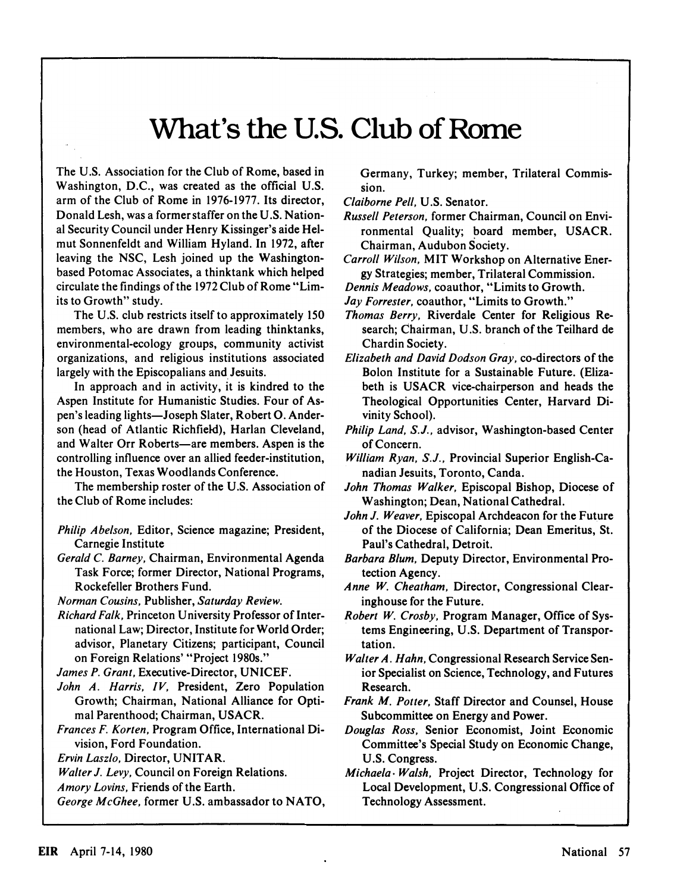# What's the U.S. Club of Rome

The U.S. Association for the Club of Rome, based in Washington, D.C., was created as the official U.S. arm of the Club of Rome in 1976-1977. Its director, Donald Lesh, was a former staffer on the U.S. National Security Council under Henry Kissinger's aide Helmut Sonnenfeldt and William Hyland. In 1972, after leaving the NSC, Lesh joined up the Washington-based Potomac Associates, a thinktank which helped circulate the findings of the 1972 Club of Rome "Limits to Growth" study.

The U.S. club restricts itself to approximately 150 members, who are drawn from leading thinktanks, environmental-ecology groups, community activist organizations, and religious institutions associated largely with the Episcopalians and Jesuits.

In approach and in activity, it is kindred to the Aspen Institute for Humanistic Studies. Four of Aspen's leading lights—Joseph Slater, Robert O. Anderson (head of Atlantic Richfield), Harlan Cleveland, and Walter Orr Roberts—are members. Aspen is the controlling influence over an allied feeder-institution, the Houston, Texas Woodlands Conference.

The membership roster of the U.S. Association of the Club of Rome includes:

*Philip Abelson,* Editor, Science magazine; President, Carnegie Institute

*Gerald C. Barney,* Chairman, Environmental Agenda Task Force; former Director, National Programs, Rockefeller Brothers Fund.

*Norman Cousins,* Publisher, *Saturday Review.*

*Richard Falk,* Princeton University Professor of International Law; Director, Institute for World Order; advisor, Planetary Citizens; participant, Council on Foreign Relations' "Project 1980s."

*James P. Grant,* Executive-Director, UNICEF.

*John A. Harris, IV,* President, Zero Population Growth; Chairman, National Alliance for Optimal Parenthood; Chairman, USACR.

*Frances F. Korten,* Program Office, International Division, Ford Foundation.

*Ervin Laszlo,* Director, UNITAR.

*Walter J. Levy,* Council on Foreign Relations.

*Amory Lovins,* Friends of the Earth.

*George McGhee,* former U.S. ambassador to NATO, Germany, Turkey; member, Trilateral Commission.

*Claiborne Pell,* U.S. Senator.

*Russell Peterson,* former Chairman, Council on Environmental Quality; board member, USACR. Chairman, Audubon Society.

*Carroll Wilson,* MIT Workshop on Alternative Energy Strategies; member, Trilateral Commission.

*Dennis Meadows,* coauthor, "Limits to Growth.

*Jay Forrester,* coauthor, "Limits to Growth."

*Thomas Berry,* Riverdale Center for Religious Research; Chairman, U.S. branch of the Teilhard de Chardin Society.

*Elizabeth and David Dodson Gray,* co-directors of the Bolon Institute for a Sustainable Future. (Elizabeth is USACR vice-chairperson and heads the Theological Opportunities Center, Harvard Divinity School).

*Philip Land, S.J.,* advisor, Washington-based Center of Concern.

*William Ryan, S.J.,* Provincial Superior English-Canadian Jesuits, Toronto, Canda.

*John Thomas Walker,* Episcopal Bishop, Diocese of Washington; Dean, National Cathedral.

*John J. Weaver,* Episcopal Archdeacon for the Future of the Diocese of California; Dean Emeritus, St. Paul's Cathedral, Detroit.

*Barbara Blum,* Deputy Director, Environmental Protection Agency.

*Anne W. Cheatham,* Director, Congressional Clearinghouse for the Future.

*Robert W. Crosby,* Program Manager, Office of Systems Engineering, U.S. Department of Transportation.

*Walter A. Hahn,* Congressional Research Service Senior Specialist on Science, Technology, and Futures Research.

*Frank M. Potter,* Staff Director and Counsel, House Subcommittee on Energy and Power.

*Douglas Ross,* Senior Economist, Joint Economic Committee's Special Study on Economic Change, U.S. Congress.

*Michaela Walsh,* Project Director, Technology for Local Development, U.S. Congressional Office of Technology Assessment.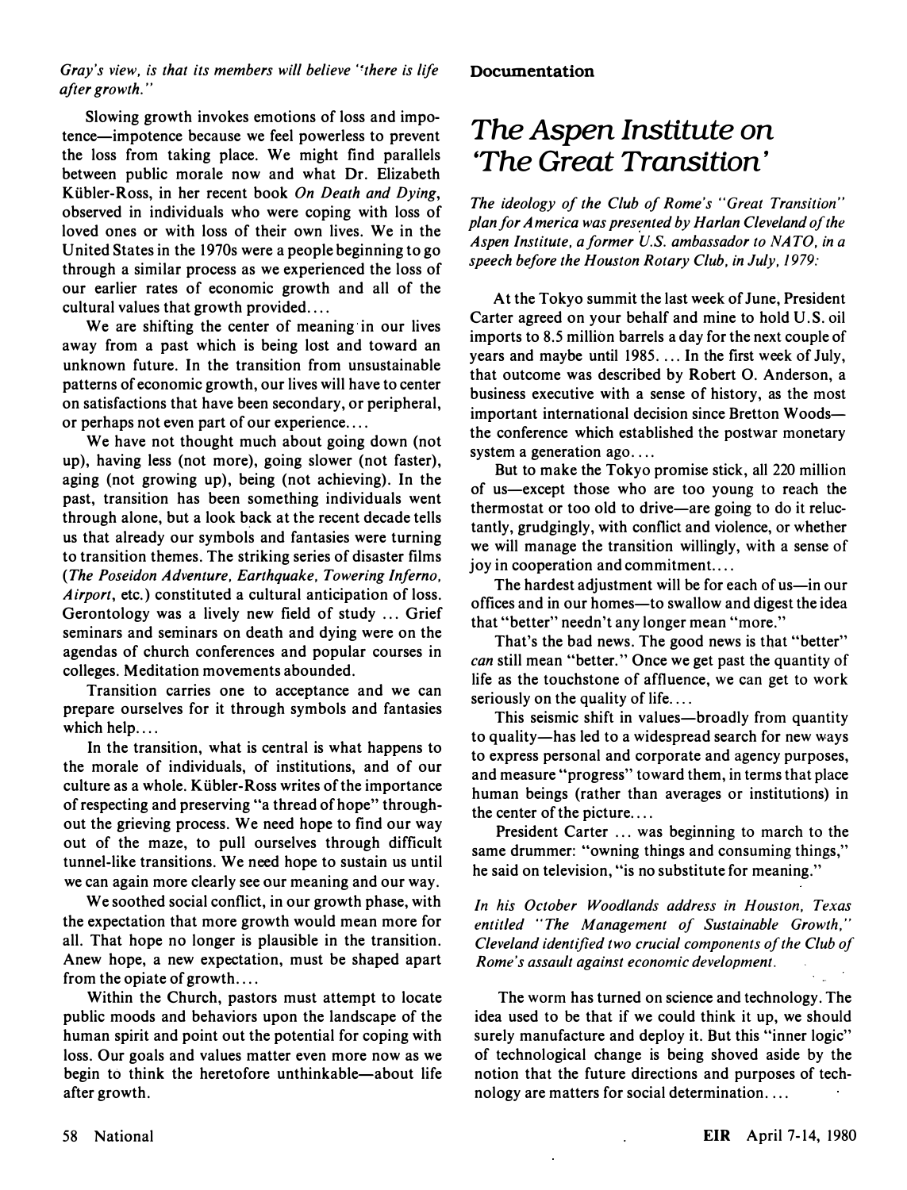*Gray's view, is that its members will believe "there is life after growth."*

Slowing growth invokes emotions of loss and impotence—impotence because we feel powerless to prevent the loss from taking place. We might find parallels between public morale now and what Dr. Elizabeth Kübler-Ross, in her recent book *On Death and Dying*, observed in individuals who were coping with loss of loved ones or with loss of their own lives. We in the United States in the 1970s were a people beginning to go through a similar process as we experienced the loss of our earlier rates of economic growth and all of the cultural values that growth provided....

We are shifting the center of meaning in our lives away from a past which is being lost and toward an unknown future. In the transition from unsustainable patterns of economic growth, our lives will have to center on satisfactions that have been secondary, or peripheral, or perhaps not even part of our experience....

We have not thought much about going down (not up), having less (not more), going slower (not faster), aging (not growing up), being (not achieving). In the past, transition has been something individuals went through alone, but a look back at the recent decade tells us that already our symbols and fantasies were turning to transition themes. The striking series of disaster films (*The Poseidon Adventure, Earthquake, Towering Inferno, Airport*, etc.) constituted a cultural anticipation of loss. Gerontology was a lively new field of study ... Grief seminars and seminars on death and dying were on the agendas of church conferences and popular courses in colleges. Meditation movements abounded.

Transition carries one to acceptance and we can prepare ourselves for it through symbols and fantasies which help....

In the transition, what is central is what happens to the morale of individuals, of institutions, and of our culture as a whole. Kübler-Ross writes of the importance of respecting and preserving "a thread of hope" throughout the grieving process. We need hope to find our way out of the maze, to pull ourselves through difficult tunnel-like transitions. We need hope to sustain us until we can again more clearly see our meaning and our way.

We soothed social conflict, in our growth phase, with the expectation that more growth would mean more for all. That hope no longer is plausible in the transition. Anew hope, a new expectation, must be shaped apart from the opiate of growth....

Within the Church, pastors must attempt to locate public moods and behaviors upon the landscape of the human spirit and point out the potential for coping with loss. Our goals and values matter even more now as we begin to think the heretofore unthinkable—about life after growth.

**Documentation**

# The Aspen Institute on 'The Great Transition'

*The ideology of the Club of Rome's "Great Transition" plan for America was presented by Harlan Cleveland of the Aspen Institute, a former U.S. ambassador to NATO, in a speech before the Houston Rotary Club, in July, 1979:*

At the Tokyo summit the last week of June, President Carter agreed on your behalf and mine to hold U.S. oil imports to 8.5 million barrels a day for the next couple of years and maybe until 1985. ... In the first week of July, that outcome was described by Robert O. Anderson, a business executive with a sense of history, as the most important international decision since Bretton Woods—the conference which established the postwar monetary system a generation ago....

But to make the Tokyo promise stick, all 220 million of us—except those who are too young to reach the thermostat or too old to drive—are going to do it reluctantly, grudgingly, with conflict and violence, or whether we will manage the transition willingly, with a sense of joy in cooperation and commitment....

The hardest adjustment will be for each of us—in our offices and in our homes—to swallow and digest the idea that "better" needn't any longer mean "more."

That's the bad news. The good news is that "better" *can* still mean "better." Once we get past the quantity of life as the touchstone of affluence, we can get to work seriously on the quality of life....

This seismic shift in values—broadly from quantity to quality—has led to a widespread search for new ways to express personal and corporate and agency purposes, and measure "progress" toward them, in terms that place human beings (rather than averages or institutions) in the center of the picture....

President Carter ... was beginning to march to the same drummer: "owning things and consuming things," he said on television, "is no substitute for meaning."

*In his October Woodlands address in Houston, Texas entitled "The Management of Sustainable Growth," Cleveland identified two crucial components of the Club of Rome's assault against economic development.*

The worm has turned on science and technology. The idea used to be that if we could think it up, we should surely manufacture and deploy it. But this "inner logic" of technological change is being shoved aside by the notion that the future directions and purposes of technology are matters for social determination....